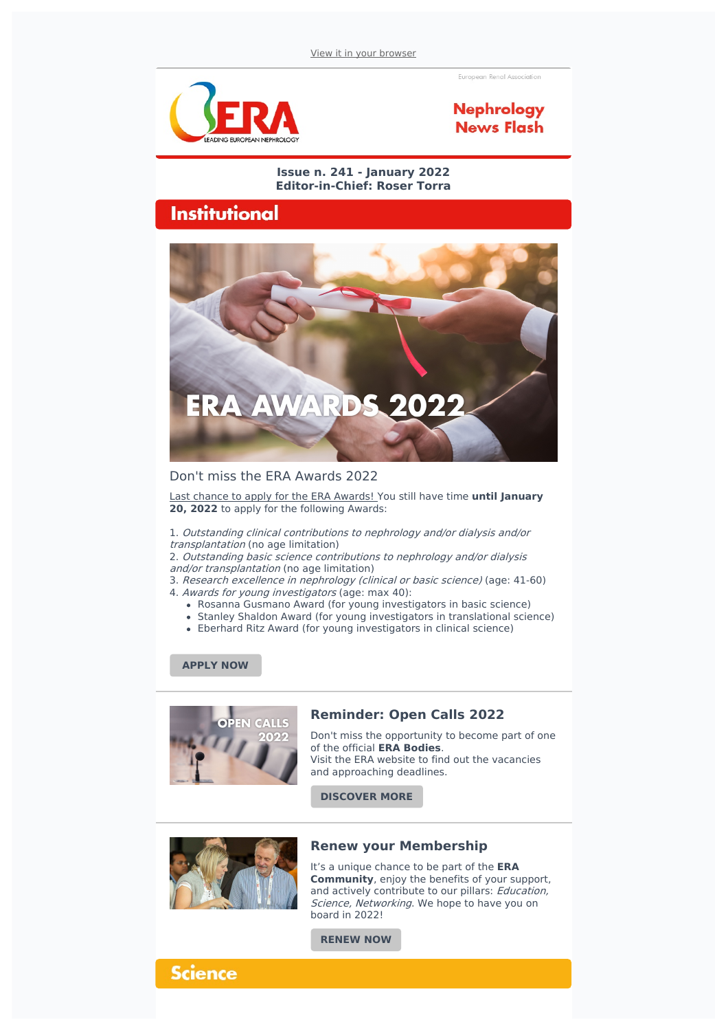View it in your browser

European Renal Association

ERA LEADING EUROPEAN NEPHROLOGY

**Nephrology News Flash**

**Issue n. 241 - January 2022**
**Editor-in-Chief: Roser Torra**

## Institutional

ERA AWARDS 2022

### Don't miss the ERA Awards 2022

Last chance to apply for the ERA Awards! You still have time **until January 20, 2022** to apply for the following Awards:

1. *Outstanding clinical contributions to nephrology and/or dialysis and/or transplantation* (no age limitation)
2. *Outstanding basic science contributions to nephrology and/or dialysis and/or transplantation* (no age limitation)
3. *Research excellence in nephrology (clinical or basic science)* (age: 41-60)
4. *Awards for young investigators* (age: max 40):
   - Rosanna Gusmano Award (for young investigators in basic science)
   - Stanley Shaldon Award (for young investigators in translational science)
   - Eberhard Ritz Award (for young investigators in clinical science)

**APPLY NOW**

OPEN CALLS 2022

### Reminder: Open Calls 2022

Don't miss the opportunity to become part of one of the official **ERA Bodies**.
Visit the ERA website to find out the vacancies and approaching deadlines.

**DISCOVER MORE**

### Renew your Membership

It's a unique chance to be part of the **ERA Community**, enjoy the benefits of your support, and actively contribute to our pillars: *Education, Science, Networking*. We hope to have you on board in 2022!

**RENEW NOW**

## Science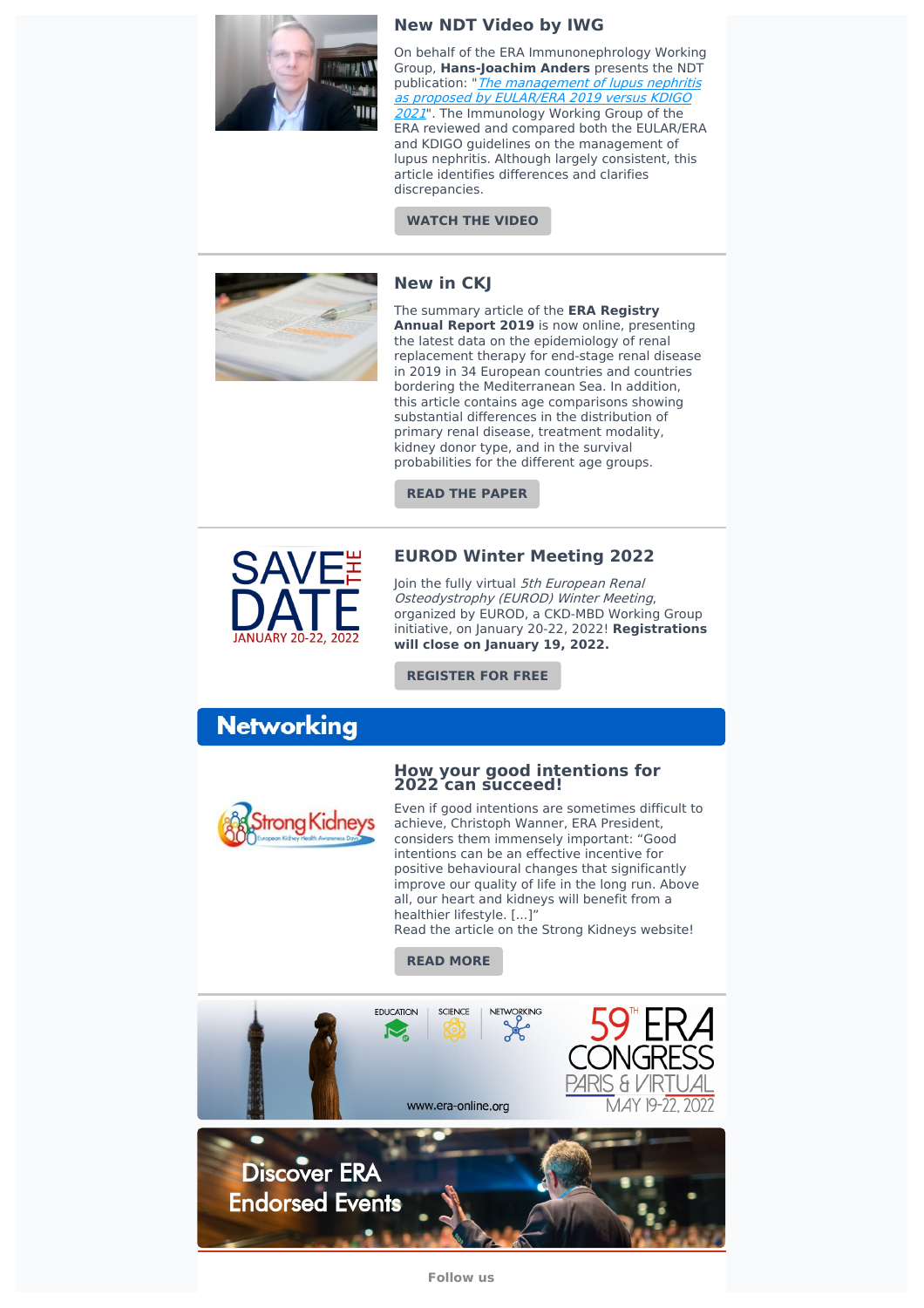### New NDT Video by IWG

On behalf of the ERA Immunonephrology Working Group, **Hans-Joachim Anders** presents the NDT publication: "*The management of lupus nephritis as proposed by EULAR/ERA 2019 versus KDIGO 2021*". The Immunology Working Group of the ERA reviewed and compared both the EULAR/ERA and KDIGO guidelines on the management of lupus nephritis. Although largely consistent, this article identifies differences and clarifies discrepancies.

**WATCH THE VIDEO**

### New in CKJ

The summary article of the **ERA Registry Annual Report 2019** is now online, presenting the latest data on the epidemiology of renal replacement therapy for end-stage renal disease in 2019 in 34 European countries and countries bordering the Mediterranean Sea. In addition, this article contains age comparisons showing substantial differences in the distribution of primary renal disease, treatment modality, kidney donor type, and in the survival probabilities for the different age groups.

**READ THE PAPER**

SAVE THE DATE
JANUARY 20-22, 2022

### EUROD Winter Meeting 2022

Join the fully virtual *5th European Renal Osteodystrophy (EUROD) Winter Meeting*, organized by EUROD, a CKD-MBD Working Group initiative, on January 20-22, 2022! **Registrations will close on January 19, 2022.**

**REGISTER FOR FREE**

## Networking

### How your good intentions for 2022 can succeed!

Even if good intentions are sometimes difficult to achieve, Christoph Wanner, ERA President, considers them immensely important: "Good intentions can be an effective incentive for positive behavioural changes that significantly improve our quality of life in the long run. Above all, our heart and kidneys will benefit from a healthier lifestyle. [...]"
Read the article on the Strong Kidneys website!

**READ MORE**

EDUCATION | SCIENCE | NETWORKING

59TH ERA CONGRESS
PARIS & VIRTUAL
MAY 19-22, 2022
www.era-online.org

Discover ERA Endorsed Events

**Follow us**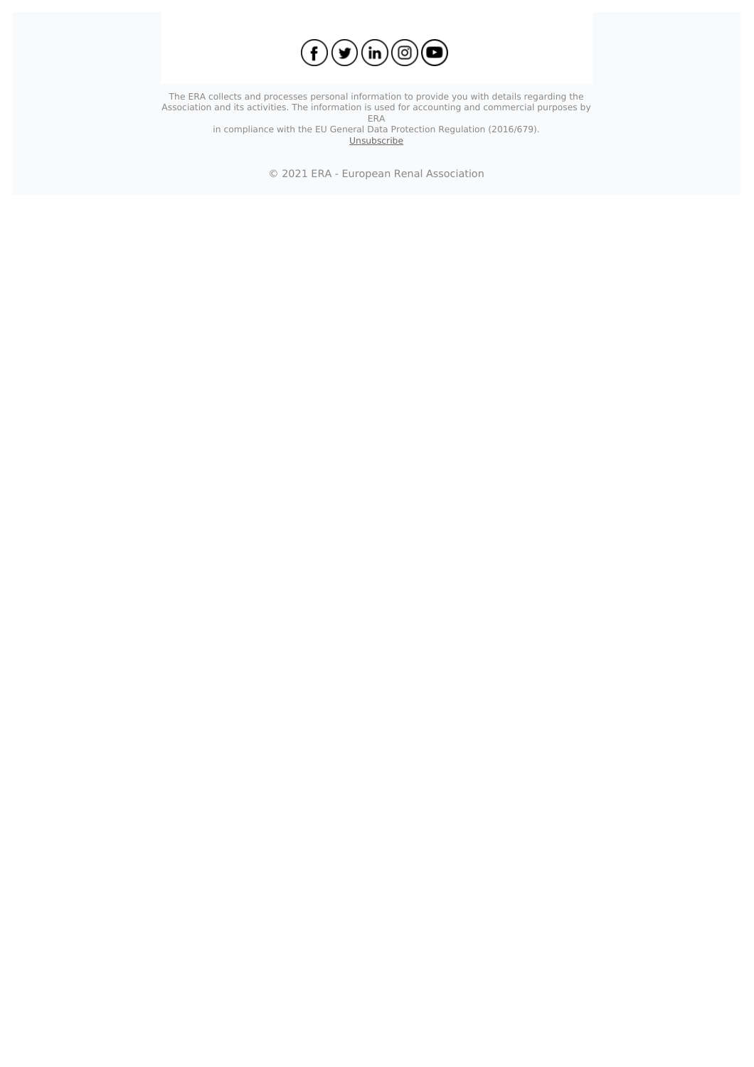The ERA collects and processes personal information to provide you with details regarding the Association and its activities. The information is used for accounting and commercial purposes by ERA
in compliance with the EU General Data Protection Regulation (2016/679).
Unsubscribe

© 2021 ERA - European Renal Association